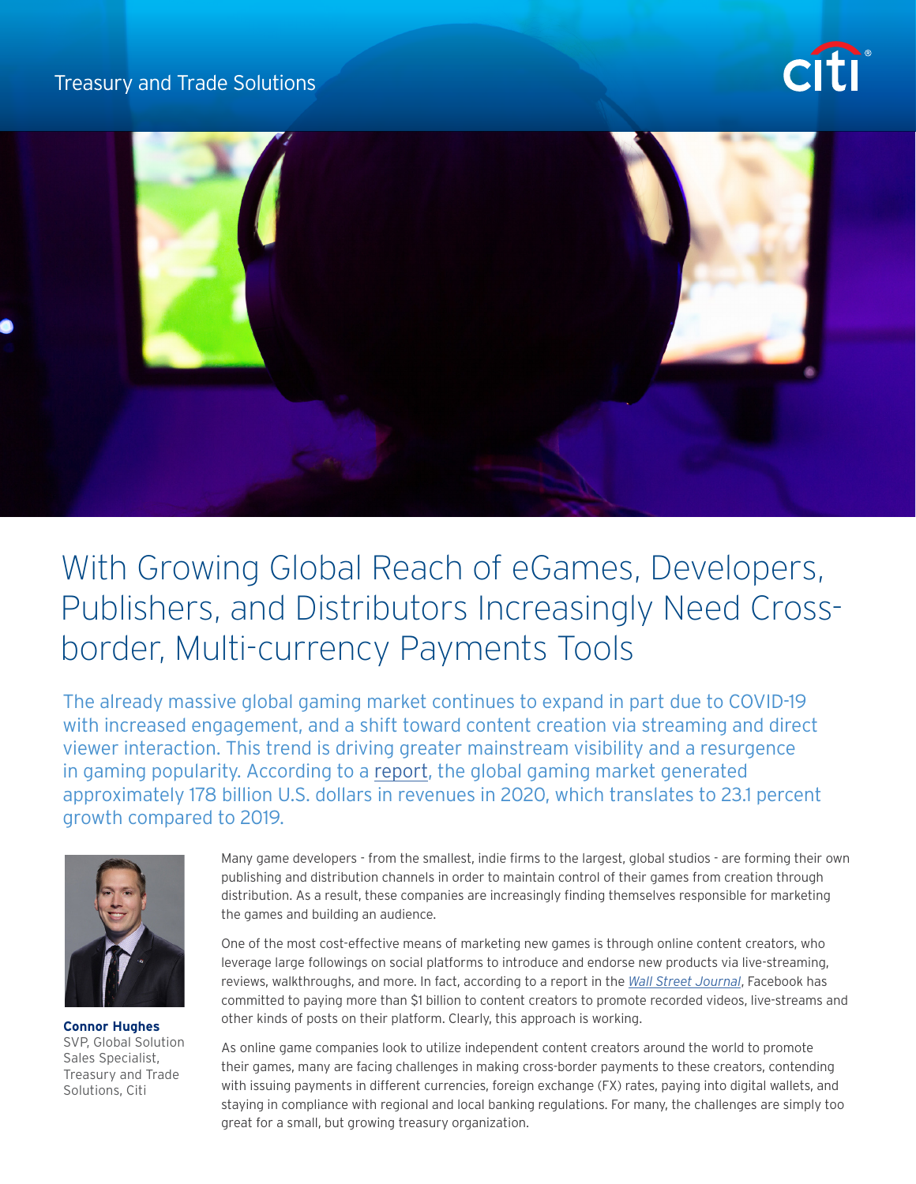Treasury and Trade Solutions

# With Growing Global Reach of eGames, Developers, Publishers, and Distributors Increasingly Need Cross-border, Multi-currency Payments Tools

The already massive global gaming market continues to expand in part due to COVID-19 with increased engagement, and a shift toward content creation via streaming and direct viewer interaction. This trend is driving greater mainstream visibility and a resurgence in gaming popularity. According to a report, the global gaming market generated approximately 178 billion U.S. dollars in revenues in 2020, which translates to 23.1 percent growth compared to 2019.

**Connor Hughes**
SVP, Global Solution Sales Specialist, Treasury and Trade Solutions, Citi

Many game developers - from the smallest, indie firms to the largest, global studios - are forming their own publishing and distribution channels in order to maintain control of their games from creation through distribution. As a result, these companies are increasingly finding themselves responsible for marketing the games and building an audience.

One of the most cost-effective means of marketing new games is through online content creators, who leverage large followings on social platforms to introduce and endorse new products via live-streaming, reviews, walkthroughs, and more. In fact, according to a report in the *Wall Street Journal*, Facebook has committed to paying more than $1 billion to content creators to promote recorded videos, live-streams and other kinds of posts on their platform. Clearly, this approach is working.

As online game companies look to utilize independent content creators around the world to promote their games, many are facing challenges in making cross-border payments to these creators, contending with issuing payments in different currencies, foreign exchange (FX) rates, paying into digital wallets, and staying in compliance with regional and local banking regulations. For many, the challenges are simply too great for a small, but growing treasury organization.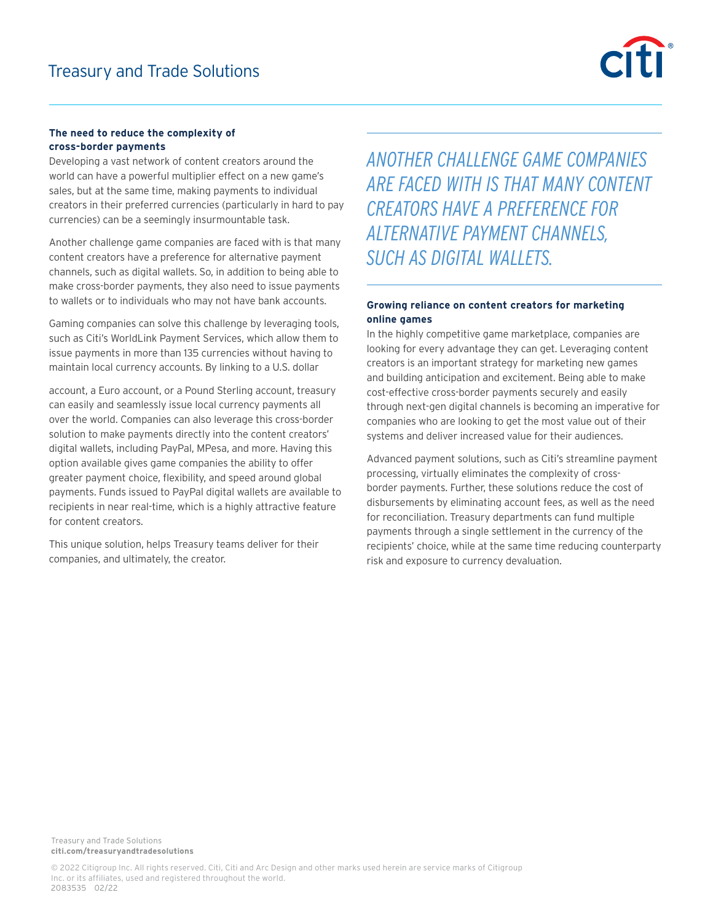### The need to reduce the complexity of cross-border payments

Developing a vast network of content creators around the world can have a powerful multiplier effect on a new game's sales, but at the same time, making payments to individual creators in their preferred currencies (particularly in hard to pay currencies) can be a seemingly insurmountable task.

Another challenge game companies are faced with is that many content creators have a preference for alternative payment channels, such as digital wallets. So, in addition to being able to make cross-border payments, they also need to issue payments to wallets or to individuals who may not have bank accounts.

Gaming companies can solve this challenge by leveraging tools, such as Citi's WorldLink Payment Services, which allow them to issue payments in more than 135 currencies without having to maintain local currency accounts. By linking to a U.S. dollar account, a Euro account, or a Pound Sterling account, treasury can easily and seamlessly issue local currency payments all over the world. Companies can also leverage this cross-border solution to make payments directly into the content creators' digital wallets, including PayPal, MPesa, and more. Having this option available gives game companies the ability to offer greater payment choice, flexibility, and speed around global payments. Funds issued to PayPal digital wallets are available to recipients in near real-time, which is a highly attractive feature for content creators.

This unique solution, helps Treasury teams deliver for their companies, and ultimately, the creator.

*ANOTHER CHALLENGE GAME COMPANIES ARE FACED WITH IS THAT MANY CONTENT CREATORS HAVE A PREFERENCE FOR ALTERNATIVE PAYMENT CHANNELS, SUCH AS DIGITAL WALLETS.*

### Growing reliance on content creators for marketing online games

In the highly competitive game marketplace, companies are looking for every advantage they can get. Leveraging content creators is an important strategy for marketing new games and building anticipation and excitement. Being able to make cost-effective cross-border payments securely and easily through next-gen digital channels is becoming an imperative for companies who are looking to get the most value out of their systems and deliver increased value for their audiences.

Advanced payment solutions, such as Citi's streamline payment processing, virtually eliminates the complexity of cross-border payments. Further, these solutions reduce the cost of disbursements by eliminating account fees, as well as the need for reconciliation. Treasury departments can fund multiple payments through a single settlement in the currency of the recipients' choice, while at the same time reducing counterparty risk and exposure to currency devaluation.

Treasury and Trade Solutions
**citi.com/treasuryandtradesolutions**

© 2022 Citigroup Inc. All rights reserved. Citi, Citi and Arc Design and other marks used herein are service marks of Citigroup Inc. or its affiliates, used and registered throughout the world.
2083535 02/22